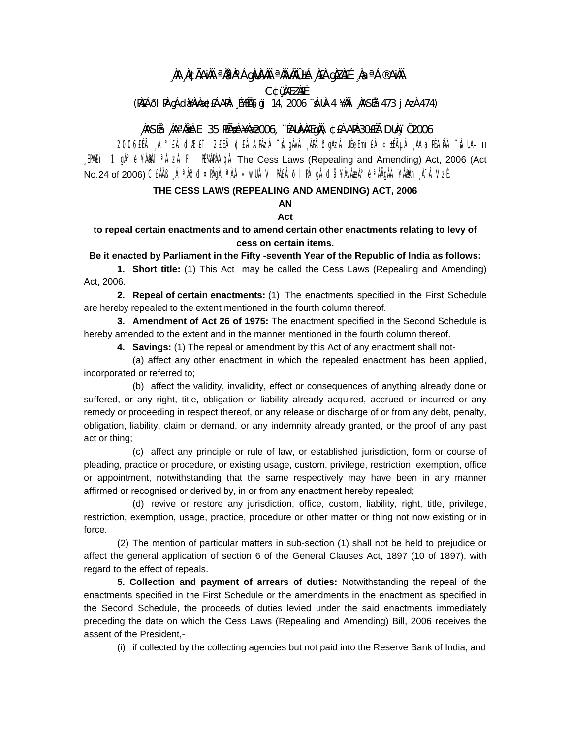¸ÀA¸À¢ÃAiÀÄ ªÀå«ºÁgÀUÀ¼ÀÄ ªÀÄvÀÄÛ ±Á¸À£À gÀZÀ£É ¸ÀaªÁ®AiÀÄ

C¢ü¸ÀÆZÀ£É

(PÀ£ÁðlPÀ gÁdå¥ÀvÀæ ¢£ÁAPÀ: ¸É¥ÉÖA§gï 14, 2006 ¨sÁUÀ-4 ¥ÀÄl ¸ÀASÉå 473 jAzÀ 474)

¸ÀASÉå ¸ÀAªÀå±ÁE 35 PÉÃAzÀæ¥Àæ 2006, ¨ÉAUÀ¼ÀÆgÀÄ, ¢£ÁAPÀ 30£Éà DUÀ¸ïÖ 2006

2006£ÉÃ ¸Á°£À dÆ£ï 2£ÉÃ ¢£ÁAPÀzÀ ¨sÁgÀvÀ ¸ÀPÁðgÀzÀ UÉeÉmï£À «±ÉõÀ ¸ÀAaPÉAiÀÄ ¨sÁUÀ-II ¸ÉPÀë£ï 1 gÀ°è ¥ÀæPÀlªÁzÀ F PÉ¼ÀPÀAqÀ The Cess Laws (Repealing and Amending) Act, 2006 (Act No.24 of 2006) C£ÀÄß ¸ÁªÀðd¤PÀgÀ ªÀiÁ»wUÁV PÀ£ÁðlPÀ gÁdå¥ÀvÀæzÀ°è ªÀÄgÀÄ ¥ÀæPÀn¸À¯ÁVzÉ.

**THE CESS LAWS (REPEALING AND AMENDING) ACT, 2006**

**AN**

**Act**

**to repeal certain enactments and to amend certain other enactments relating to levy of cess on certain items.**

**Be it enacted by Parliament in the Fifty -seventh Year of the Republic of India as follows:**

**1. Short title:** (1) This Act may be called the Cess Laws (Repealing and Amending) Act, 2006.

**2. Repeal of certain enactments:** (1) The enactments specified in the First Schedule are hereby repealed to the extent mentioned in the fourth column thereof.

**3. Amendment of Act 26 of 1975:** The enactment specified in the Second Schedule is hereby amended to the extent and in the manner mentioned in the fourth column thereof.

**4. Savings:** (1) The repeal or amendment by this Act of any enactment shall not-

(a) affect any other enactment in which the repealed enactment has been applied, incorporated or referred to;

(b) affect the validity, invalidity, effect or consequences of anything already done or suffered, or any right, title, obligation or liability already acquired, accrued or incurred or any remedy or proceeding in respect thereof, or any release or discharge of or from any debt, penalty, obligation, liability, claim or demand, or any indemnity already granted, or the proof of any past act or thing;

(c) affect any principle or rule of law, or established jurisdiction, form or course of pleading, practice or procedure, or existing usage, custom, privilege, restriction, exemption, office or appointment, notwithstanding that the same respectively may have been in any manner affirmed or recognised or derived by, in or from any enactment hereby repealed;

(d) revive or restore any jurisdiction, office, custom, liability, right, title, privilege, restriction, exemption, usage, practice, procedure or other matter or thing not now existing or in force.

(2) The mention of particular matters in sub-section (1) shall not be held to prejudice or affect the general application of section 6 of the General Clauses Act, 1897 (10 of 1897), with regard to the effect of repeals.

**5. Collection and payment of arrears of duties:** Notwithstanding the repeal of the enactments specified in the First Schedule or the amendments in the enactment as specified in the Second Schedule, the proceeds of duties levied under the said enactments immediately preceding the date on which the Cess Laws (Repealing and Amending) Bill, 2006 receives the assent of the President,-

(i) if collected by the collecting agencies but not paid into the Reserve Bank of India; and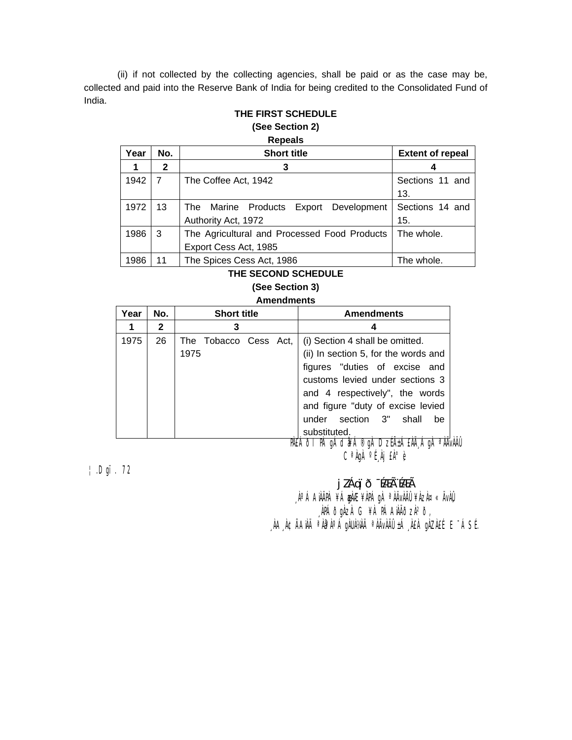(ii) if not collected by the collecting agencies, shall be paid or as the case may be, collected and paid into the Reserve Bank of India for being credited to the Consolidated Fund of India.

## THE FIRST SCHEDULE

**(See Section 2)**

**Repeals**

| Year | No. | Short title | Extent of repeal |
|---|---|---|---|
| 1 | 2 | 3 | 4 |
| 1942 | 7 | The Coffee Act, 1942 | Sections 11 and 13. |
| 1972 | 13 | The Marine Products Export Development Authority Act, 1972 | Sections 14 and 15. |
| 1986 | 3 | The Agricultural and Processed Food Products Export Cess Act, 1985 | The whole. |
| 1986 | 11 | The Spices Cess Act, 1986 | The whole. |

## THE SECOND SCHEDULE

**(See Section 3)**

**Amendments**

| Year | No. | Short title | Amendments |
|---|---|---|---|
| 1 | 2 | 3 | 4 |
| 1975 | 26 | The Tobacco Cess Act, 1975 | (i) Section 4 shall be omitted.<br>(ii) In section 5, for the words and figures "duties of excise and customs levied under sections 3 and 4 respectively", the words and figure "duty of excise levied under section 3" shall be substituted. |

PÀ£ÁðlPÀ gÁdå¥ÀvÀæ ®gÀ DzÉÃ±ÁÝ£ÀÄ¸ÁgÀ ªÀÄvÀÄÛ
CªÀgÀ ºÉ¸Àj£À°è

¦.Dgï. 72

jZÀqïð ¯ÉÆÃ¨ÉÆÃ
¸ÀPÁðgÀzÀ ¥ÀæzsÁ£À PÁAiÀÄðzÀ²ð ªÀÄvÀÄÛ ¥ÀzÀ¤«Ä vÀvÀÄ
¸ÀPÁðgÀzÀ G¥À PÁAiÀÄðzÀ²ð,
¸ÀA¸À¢ÃAiÀÄ ªÀåªÀºÁgÀUÀ¼ÀÄ ªÀÄvÀÄÛ ±Á¸À£À gÀZÀ£É E¯ÁSÉ.